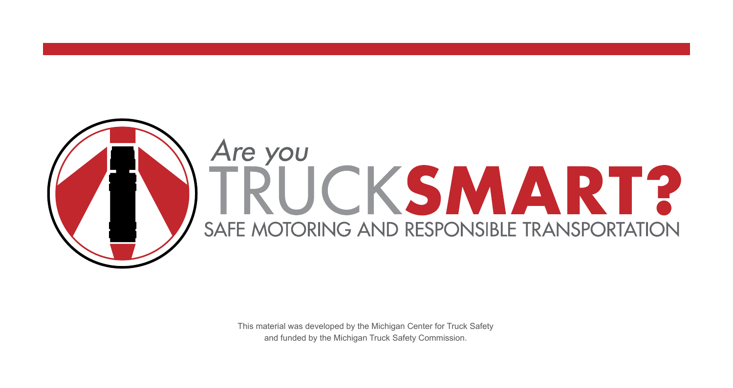# *Are you* TRUCK**SMART?**

## SAFE MOTORING AND RESPONSIBLE TRANSPORTATION

This material was developed by the Michigan Center for Truck Safety and funded by the Michigan Truck Safety Commission.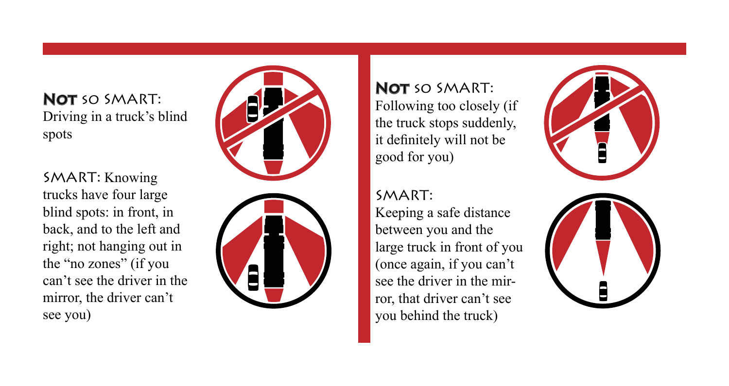**NOT** SO SMART:
Driving in a truck's blind spots

SMART: Knowing trucks have four large blind spots: in front, in back, and to the left and right; not hanging out in the "no zones" (if you can't see the driver in the mirror, the driver can't see you)

**NOT** SO SMART:
Following too closely (if the truck stops suddenly, it definitely will not be good for you)

SMART:
Keeping a safe distance between you and the large truck in front of you (once again, if you can't see the driver in the mirror, that driver can't see you behind the truck)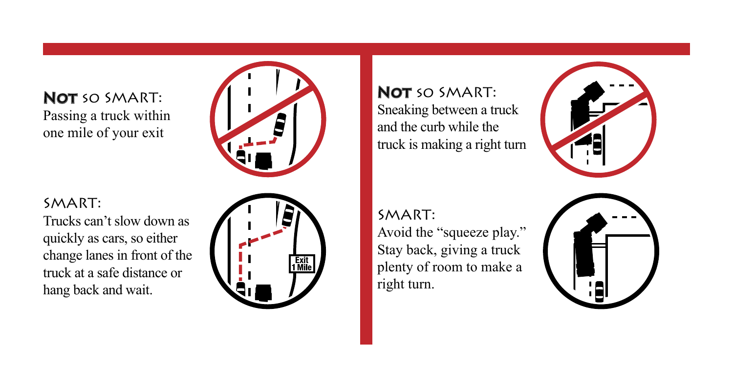**Not** so smart:
Passing a truck within one mile of your exit

Smart:
Trucks can't slow down as quickly as cars, so either change lanes in front of the truck at a safe distance or hang back and wait.

**Not** so smart:
Sneaking between a truck and the curb while the truck is making a right turn

Smart:
Avoid the "squeeze play." Stay back, giving a truck plenty of room to make a right turn.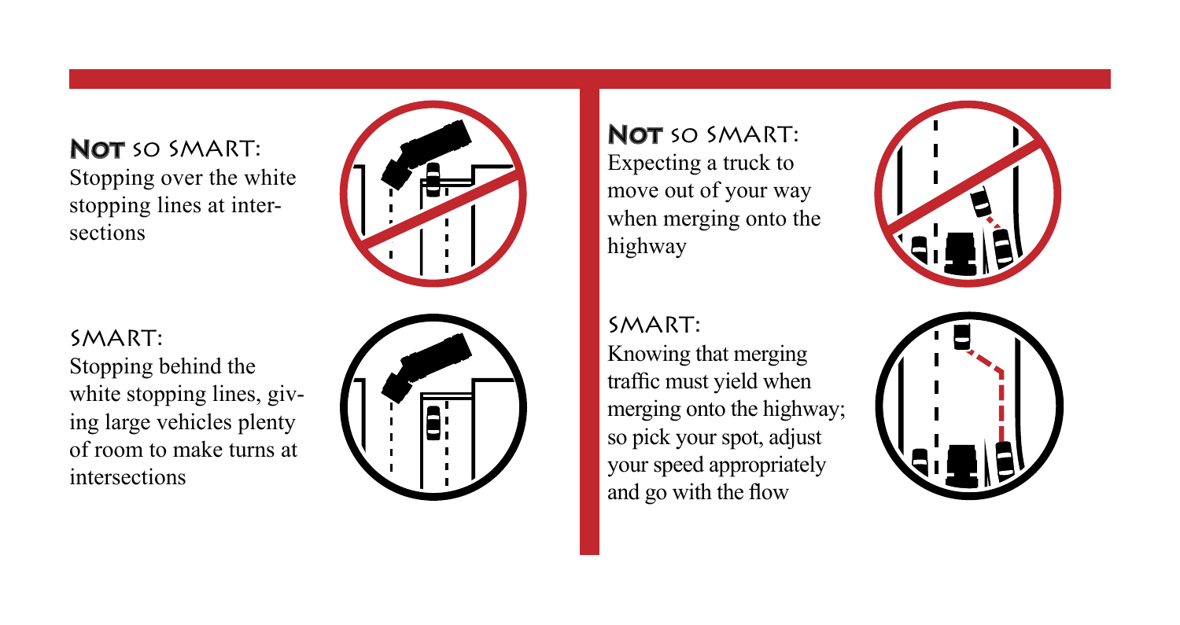**Not** so smart:
Stopping over the white stopping lines at intersections

Smart:
Stopping behind the white stopping lines, giving large vehicles plenty of room to make turns at intersections

**Not** so smart:
Expecting a truck to move out of your way when merging onto the highway

Smart:
Knowing that merging traffic must yield when merging onto the highway; so pick your spot, adjust your speed appropriately and go with the flow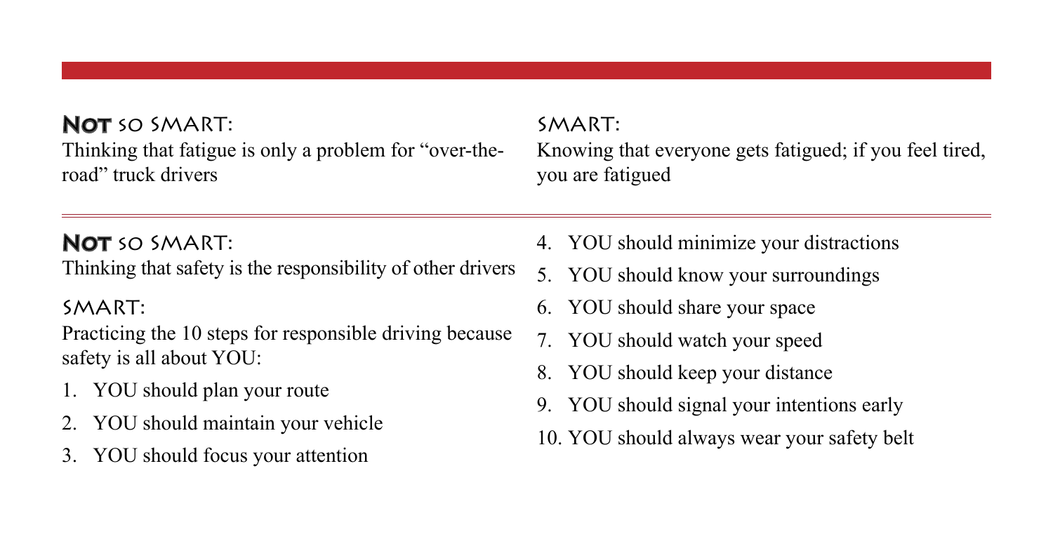**NOT** SO SMART:

Thinking that fatigue is only a problem for "over-the-road" truck drivers

SMART:

Knowing that everyone gets fatigued; if you feel tired, you are fatigued

---

**NOT** SO SMART:

Thinking that safety is the responsibility of other drivers

SMART:

Practicing the 10 steps for responsible driving because safety is all about YOU:

1. YOU should plan your route
2. YOU should maintain your vehicle
3. YOU should focus your attention
4. YOU should minimize your distractions
5. YOU should know your surroundings
6. YOU should share your space
7. YOU should watch your speed
8. YOU should keep your distance
9. YOU should signal your intentions early
10. YOU should always wear your safety belt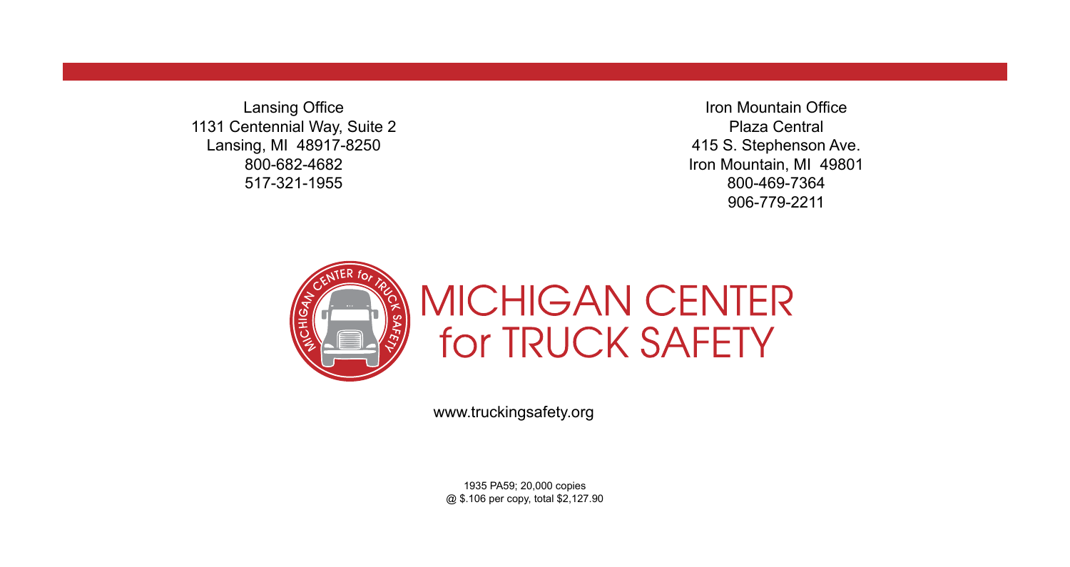Lansing Office
1131 Centennial Way, Suite 2
Lansing, MI 48917-8250
800-682-4682
517-321-1955

Iron Mountain Office
Plaza Central
415 S. Stephenson Ave.
Iron Mountain, MI 49801
800-469-7364
906-779-2211

# MICHIGAN CENTER for TRUCK SAFETY

www.truckingsafety.org

1935 PA59; 20,000 copies
@ $.106 per copy, total $2,127.90